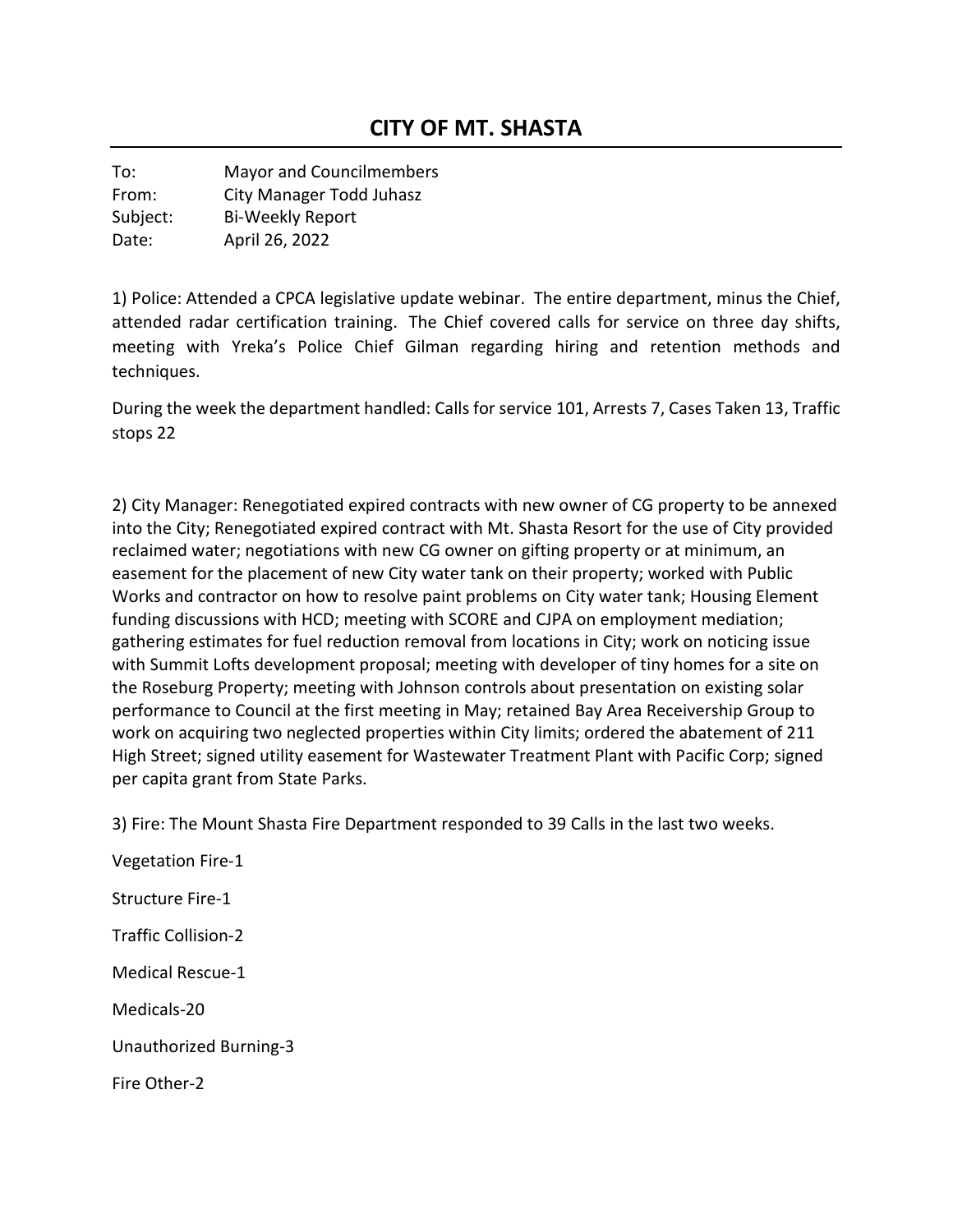# CITY OF MT. SHASTA

To: Mayor and Councilmembers
From: City Manager Todd Juhasz
Subject: Bi-Weekly Report
Date: April 26, 2022

1) Police: Attended a CPCA legislative update webinar. The entire department, minus the Chief, attended radar certification training. The Chief covered calls for service on three day shifts, meeting with Yreka's Police Chief Gilman regarding hiring and retention methods and techniques.

During the week the department handled: Calls for service 101, Arrests 7, Cases Taken 13, Traffic stops 22

2) City Manager: Renegotiated expired contracts with new owner of CG property to be annexed into the City; Renegotiated expired contract with Mt. Shasta Resort for the use of City provided reclaimed water; negotiations with new CG owner on gifting property or at minimum, an easement for the placement of new City water tank on their property; worked with Public Works and contractor on how to resolve paint problems on City water tank; Housing Element funding discussions with HCD; meeting with SCORE and CJPA on employment mediation; gathering estimates for fuel reduction removal from locations in City; work on noticing issue with Summit Lofts development proposal; meeting with developer of tiny homes for a site on the Roseburg Property; meeting with Johnson controls about presentation on existing solar performance to Council at the first meeting in May; retained Bay Area Receivership Group to work on acquiring two neglected properties within City limits; ordered the abatement of 211 High Street; signed utility easement for Wastewater Treatment Plant with Pacific Corp; signed per capita grant from State Parks.

3) Fire: The Mount Shasta Fire Department responded to 39 Calls in the last two weeks.

Vegetation Fire-1

Structure Fire-1

Traffic Collision-2

Medical Rescue-1

Medicals-20

Unauthorized Burning-3

Fire Other-2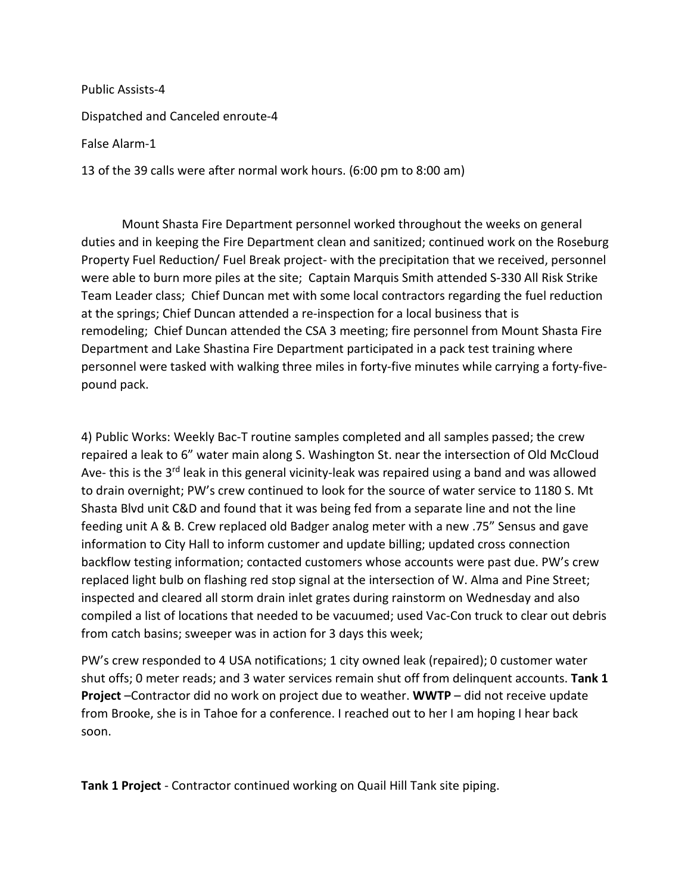Public Assists-4

Dispatched and Canceled enroute-4

False Alarm-1

13 of the 39 calls were after normal work hours. (6:00 pm to 8:00 am)

Mount Shasta Fire Department personnel worked throughout the weeks on general duties and in keeping the Fire Department clean and sanitized; continued work on the Roseburg Property Fuel Reduction/ Fuel Break project- with the precipitation that we received, personnel were able to burn more piles at the site; Captain Marquis Smith attended S-330 All Risk Strike Team Leader class; Chief Duncan met with some local contractors regarding the fuel reduction at the springs; Chief Duncan attended a re-inspection for a local business that is remodeling; Chief Duncan attended the CSA 3 meeting; fire personnel from Mount Shasta Fire Department and Lake Shastina Fire Department participated in a pack test training where personnel were tasked with walking three miles in forty-five minutes while carrying a forty-five-pound pack.

4) Public Works: Weekly Bac-T routine samples completed and all samples passed; the crew repaired a leak to 6" water main along S. Washington St. near the intersection of Old McCloud Ave- this is the 3rd leak in this general vicinity-leak was repaired using a band and was allowed to drain overnight; PW's crew continued to look for the source of water service to 1180 S. Mt Shasta Blvd unit C&D and found that it was being fed from a separate line and not the line feeding unit A & B. Crew replaced old Badger analog meter with a new .75" Sensus and gave information to City Hall to inform customer and update billing; updated cross connection backflow testing information; contacted customers whose accounts were past due. PW's crew replaced light bulb on flashing red stop signal at the intersection of W. Alma and Pine Street; inspected and cleared all storm drain inlet grates during rainstorm on Wednesday and also compiled a list of locations that needed to be vacuumed; used Vac-Con truck to clear out debris from catch basins; sweeper was in action for 3 days this week;

PW's crew responded to 4 USA notifications; 1 city owned leak (repaired); 0 customer water shut offs; 0 meter reads; and 3 water services remain shut off from delinquent accounts. **Tank 1 Project** –Contractor did no work on project due to weather. **WWTP** – did not receive update from Brooke, she is in Tahoe for a conference. I reached out to her I am hoping I hear back soon.

**Tank 1 Project** - Contractor continued working on Quail Hill Tank site piping.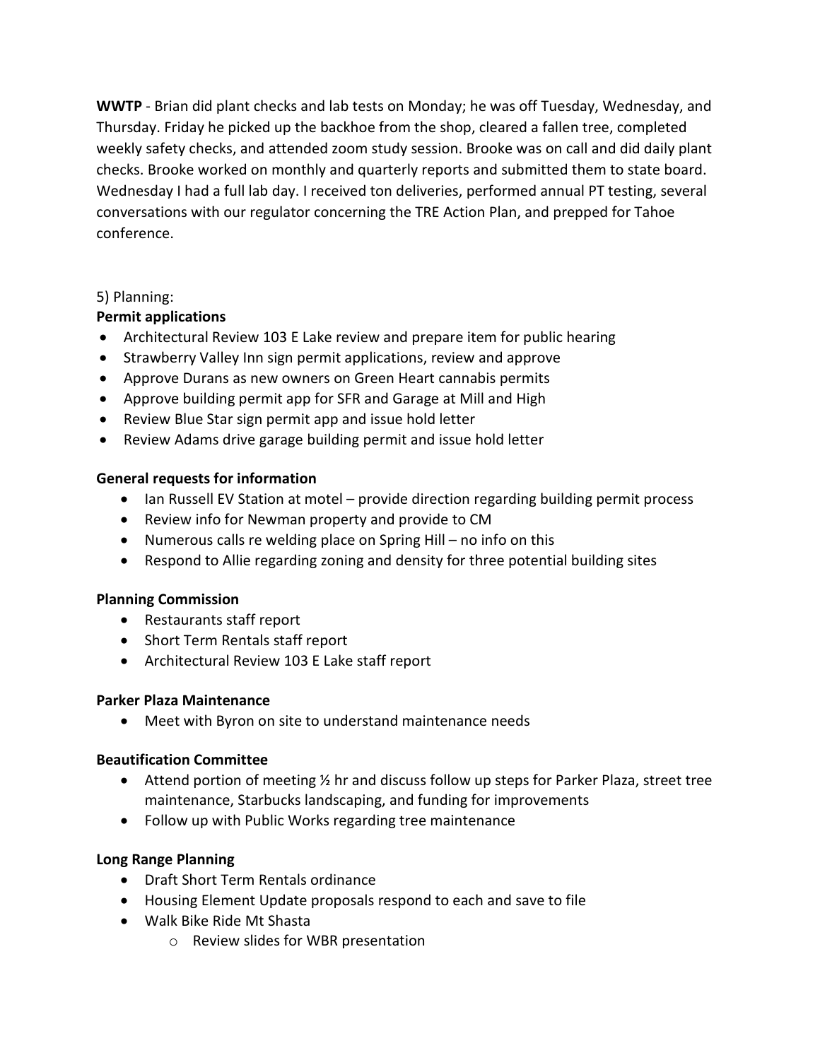**WWTP** - Brian did plant checks and lab tests on Monday; he was off Tuesday, Wednesday, and Thursday. Friday he picked up the backhoe from the shop, cleared a fallen tree, completed weekly safety checks, and attended zoom study session. Brooke was on call and did daily plant checks. Brooke worked on monthly and quarterly reports and submitted them to state board. Wednesday I had a full lab day. I received ton deliveries, performed annual PT testing, several conversations with our regulator concerning the TRE Action Plan, and prepped for Tahoe conference.

5) Planning:

**Permit applications**

- Architectural Review 103 E Lake review and prepare item for public hearing
- Strawberry Valley Inn sign permit applications, review and approve
- Approve Durans as new owners on Green Heart cannabis permits
- Approve building permit app for SFR and Garage at Mill and High
- Review Blue Star sign permit app and issue hold letter
- Review Adams drive garage building permit and issue hold letter

**General requests for information**

- Ian Russell EV Station at motel – provide direction regarding building permit process
- Review info for Newman property and provide to CM
- Numerous calls re welding place on Spring Hill – no info on this
- Respond to Allie regarding zoning and density for three potential building sites

**Planning Commission**

- Restaurants staff report
- Short Term Rentals staff report
- Architectural Review 103 E Lake staff report

**Parker Plaza Maintenance**

- Meet with Byron on site to understand maintenance needs

**Beautification Committee**

- Attend portion of meeting ½ hr and discuss follow up steps for Parker Plaza, street tree maintenance, Starbucks landscaping, and funding for improvements
- Follow up with Public Works regarding tree maintenance

**Long Range Planning**

- Draft Short Term Rentals ordinance
- Housing Element Update proposals respond to each and save to file
- Walk Bike Ride Mt Shasta
  - Review slides for WBR presentation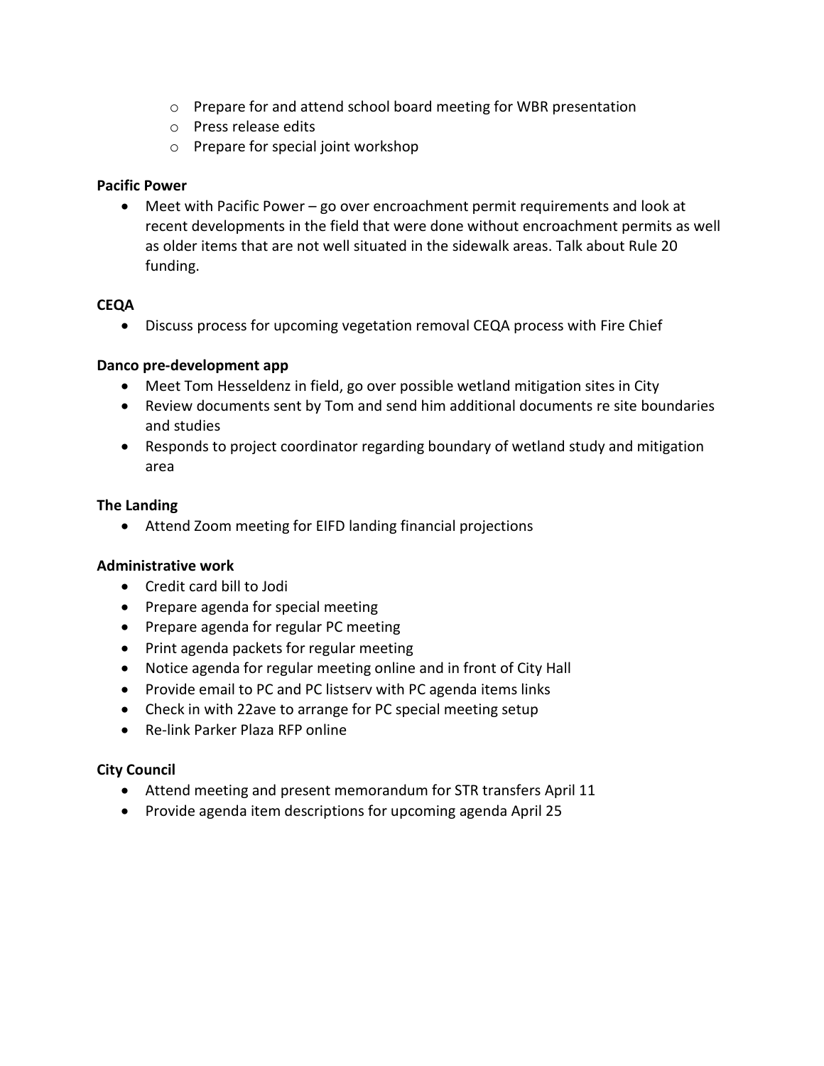- Prepare for and attend school board meeting for WBR presentation
  - Press release edits
  - Prepare for special joint workshop

**Pacific Power**

- Meet with Pacific Power – go over encroachment permit requirements and look at recent developments in the field that were done without encroachment permits as well as older items that are not well situated in the sidewalk areas. Talk about Rule 20 funding.

**CEQA**

- Discuss process for upcoming vegetation removal CEQA process with Fire Chief

**Danco pre-development app**

- Meet Tom Hesseldenz in field, go over possible wetland mitigation sites in City
- Review documents sent by Tom and send him additional documents re site boundaries and studies
- Responds to project coordinator regarding boundary of wetland study and mitigation area

**The Landing**

- Attend Zoom meeting for EIFD landing financial projections

**Administrative work**

- Credit card bill to Jodi
- Prepare agenda for special meeting
- Prepare agenda for regular PC meeting
- Print agenda packets for regular meeting
- Notice agenda for regular meeting online and in front of City Hall
- Provide email to PC and PC listserv with PC agenda items links
- Check in with 22ave to arrange for PC special meeting setup
- Re-link Parker Plaza RFP online

**City Council**

- Attend meeting and present memorandum for STR transfers April 11
- Provide agenda item descriptions for upcoming agenda April 25